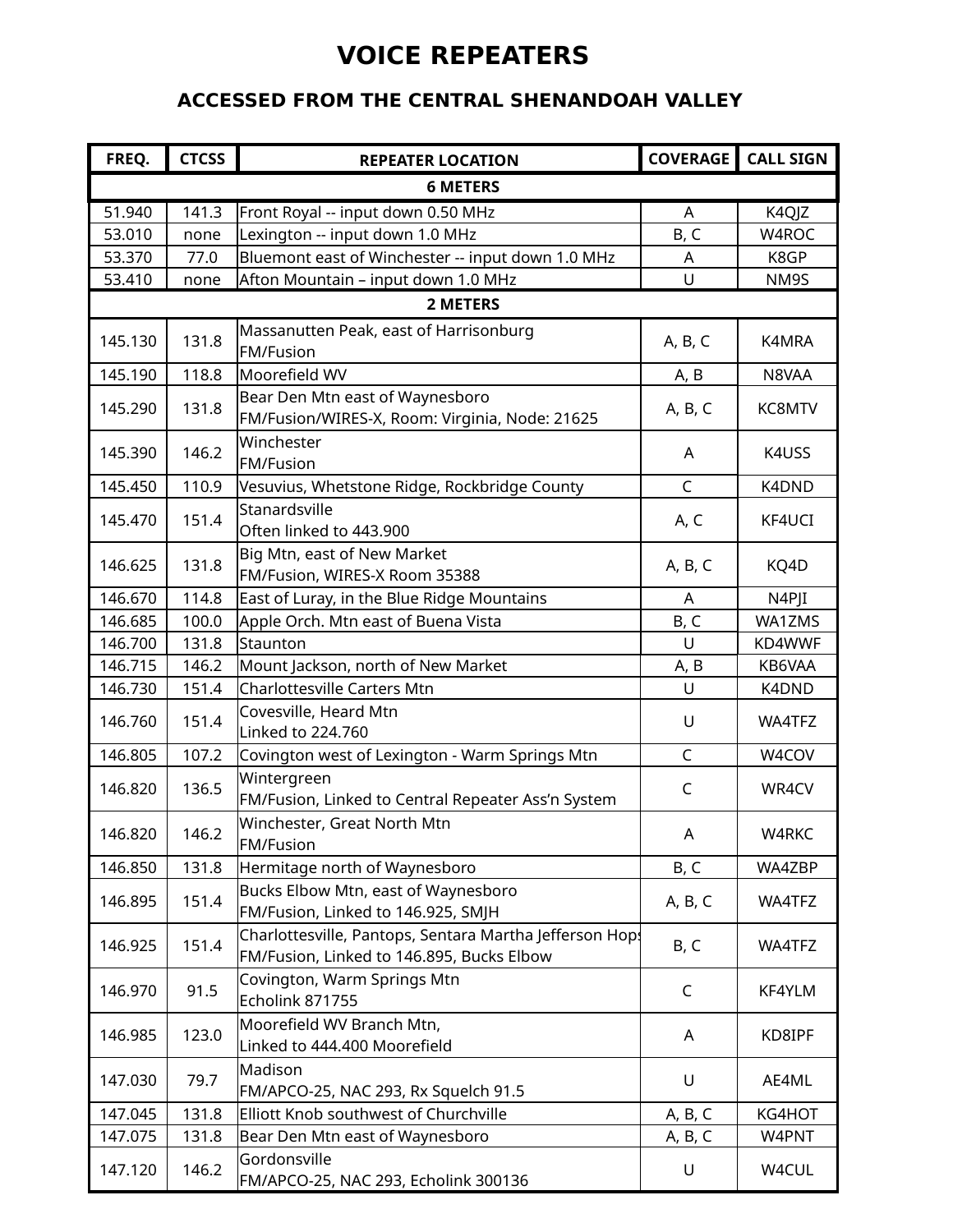# VOICE REPEATERS

## ACCESSED FROM THE CENTRAL SHENANDOAH VALLEY

| FREQ. | CTCSS | REPEATER LOCATION | COVERAGE | CALL SIGN |
|---|---|---|---|---|
| **6 METERS** | | | | |
| 51.940 | 141.3 | Front Royal -- input down 0.50 MHz | A | K4QJZ |
| 53.010 | none | Lexington -- input down 1.0 MHz | B, C | W4ROC |
| 53.370 | 77.0 | Bluemont east of Winchester -- input down 1.0 MHz | A | K8GP |
| 53.410 | none | Afton Mountain – input down 1.0 MHz | U | NM9S |
| **2 METERS** | | | | |
| 145.130 | 131.8 | Massanutten Peak, east of Harrisonburg<br>FM/Fusion | A, B, C | K4MRA |
| 145.190 | 118.8 | Moorefield WV | A, B | N8VAA |
| 145.290 | 131.8 | Bear Den Mtn east of Waynesboro<br>FM/Fusion/WIRES-X, Room: Virginia, Node: 21625 | A, B, C | KC8MTV |
| 145.390 | 146.2 | Winchester<br>FM/Fusion | A | K4USS |
| 145.450 | 110.9 | Vesuvius, Whetstone Ridge, Rockbridge County | C | K4DND |
| 145.470 | 151.4 | Stanardsville<br>Often linked to 443.900 | A, C | KF4UCI |
| 146.625 | 131.8 | Big Mtn, east of New Market<br>FM/Fusion, WIRES-X Room 35388 | A, B, C | KQ4D |
| 146.670 | 114.8 | East of Luray, in the Blue Ridge Mountains | A | N4PJI |
| 146.685 | 100.0 | Apple Orch. Mtn east of Buena Vista | B, C | WA1ZMS |
| 146.700 | 131.8 | Staunton | U | KD4WWF |
| 146.715 | 146.2 | Mount Jackson, north of New Market | A, B | KB6VAA |
| 146.730 | 151.4 | Charlottesville Carters Mtn | U | K4DND |
| 146.760 | 151.4 | Covesville, Heard Mtn<br>Linked to 224.760 | U | WA4TFZ |
| 146.805 | 107.2 | Covington west of Lexington - Warm Springs Mtn | C | W4COV |
| 146.820 | 136.5 | Wintergreen<br>FM/Fusion, Linked to Central Repeater Ass'n System | C | WR4CV |
| 146.820 | 146.2 | Winchester, Great North Mtn<br>FM/Fusion | A | W4RKC |
| 146.850 | 131.8 | Hermitage north of Waynesboro | B, C | WA4ZBP |
| 146.895 | 151.4 | Bucks Elbow Mtn, east of Waynesboro<br>FM/Fusion, Linked to 146.925, SMJH | A, B, C | WA4TFZ |
| 146.925 | 151.4 | Charlottesville, Pantops, Sentara Martha Jefferson Hops<br>FM/Fusion, Linked to 146.895, Bucks Elbow | B, C | WA4TFZ |
| 146.970 | 91.5 | Covington, Warm Springs Mtn<br>Echolink 871755 | C | KF4YLM |
| 146.985 | 123.0 | Moorefield WV Branch Mtn,<br>Linked to 444.400 Moorefield | A | KD8IPF |
| 147.030 | 79.7 | Madison<br>FM/APCO-25, NAC 293, Rx Squelch 91.5 | U | AE4ML |
| 147.045 | 131.8 | Elliott Knob southwest of Churchville | A, B, C | KG4HOT |
| 147.075 | 131.8 | Bear Den Mtn east of Waynesboro | A, B, C | W4PNT |
| 147.120 | 146.2 | Gordonsville<br>FM/APCO-25, NAC 293, Echolink 300136 | U | W4CUL |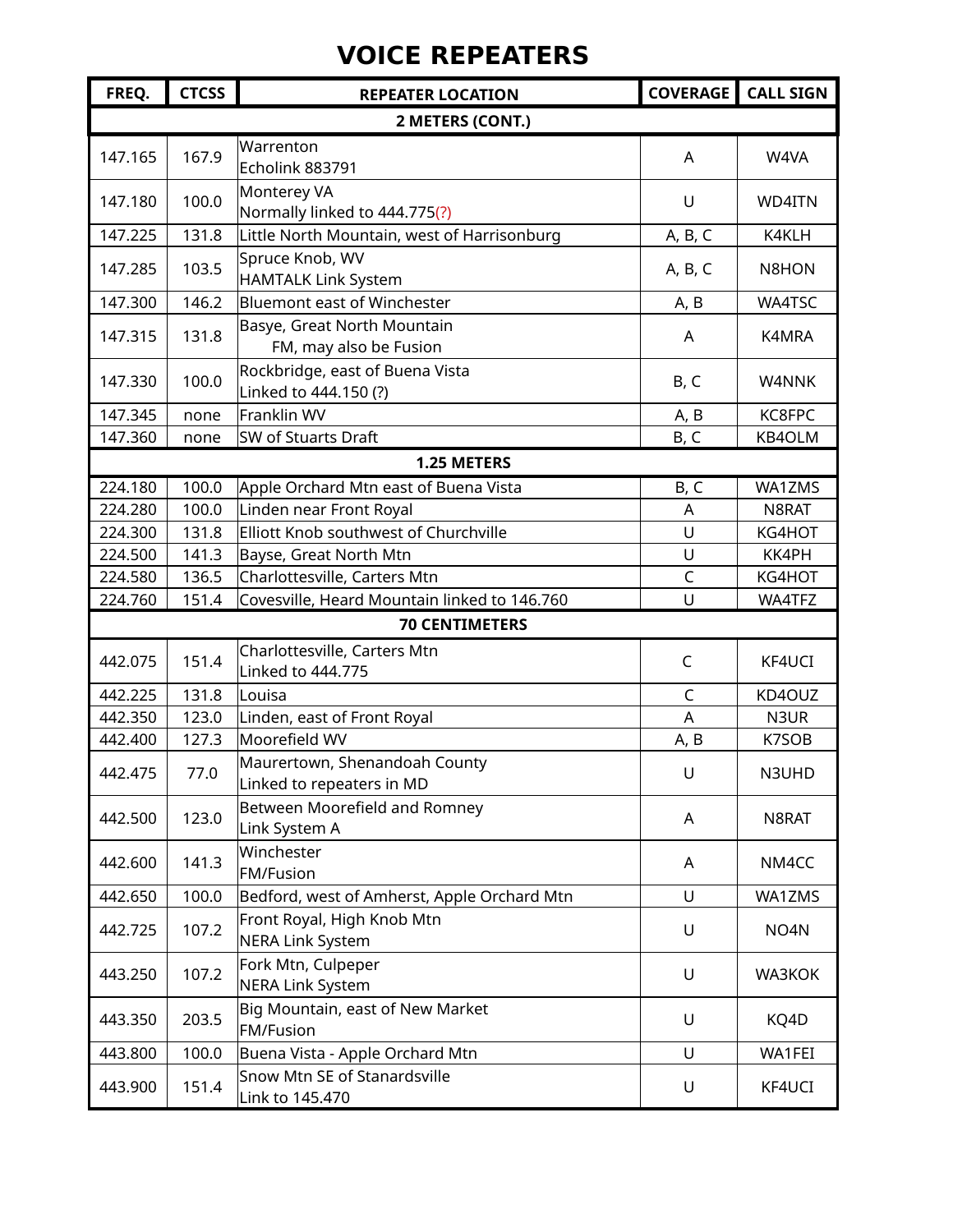# VOICE REPEATERS

| FREQ. | CTCSS | REPEATER LOCATION | COVERAGE | CALL SIGN |
|---|---|---|---|---|
| **2 METERS (CONT.)** | | | | |
| 147.165 | 167.9 | Warrenton<br>Echolink 883791 | A | W4VA |
| 147.180 | 100.0 | Monterey VA<br>Normally linked to 444.775(?) | U | WD4ITN |
| 147.225 | 131.8 | Little North Mountain, west of Harrisonburg | A, B, C | K4KLH |
| 147.285 | 103.5 | Spruce Knob, WV<br>HAMTALK Link System | A, B, C | N8HON |
| 147.300 | 146.2 | Bluemont east of Winchester | A, B | WA4TSC |
| 147.315 | 131.8 | Basye, Great North Mountain<br>FM, may also be Fusion | A | K4MRA |
| 147.330 | 100.0 | Rockbridge, east of Buena Vista<br>Linked to 444.150 (?) | B, C | W4NNK |
| 147.345 | none | Franklin WV | A, B | KC8FPC |
| 147.360 | none | SW of Stuarts Draft | B, C | KB4OLM |
| **1.25 METERS** | | | | |
| 224.180 | 100.0 | Apple Orchard Mtn east of Buena Vista | B, C | WA1ZMS |
| 224.280 | 100.0 | Linden near Front Royal | A | N8RAT |
| 224.300 | 131.8 | Elliott Knob southwest of Churchville | U | KG4HOT |
| 224.500 | 141.3 | Bayse, Great North Mtn | U | KK4PH |
| 224.580 | 136.5 | Charlottesville, Carters Mtn | C | KG4HOT |
| 224.760 | 151.4 | Covesville, Heard Mountain linked to 146.760 | U | WA4TFZ |
| **70 CENTIMETERS** | | | | |
| 442.075 | 151.4 | Charlottesville, Carters Mtn<br>Linked to 444.775 | C | KF4UCI |
| 442.225 | 131.8 | Louisa | C | KD4OUZ |
| 442.350 | 123.0 | Linden, east of Front Royal | A | N3UR |
| 442.400 | 127.3 | Moorefield WV | A, B | K7SOB |
| 442.475 | 77.0 | Maurertown, Shenandoah County<br>Linked to repeaters in MD | U | N3UHD |
| 442.500 | 123.0 | Between Moorefield and Romney<br>Link System A | A | N8RAT |
| 442.600 | 141.3 | Winchester<br>FM/Fusion | A | NM4CC |
| 442.650 | 100.0 | Bedford, west of Amherst, Apple Orchard Mtn | U | WA1ZMS |
| 442.725 | 107.2 | Front Royal, High Knob Mtn<br>NERA Link System | U | NO4N |
| 443.250 | 107.2 | Fork Mtn, Culpeper<br>NERA Link System | U | WA3KOK |
| 443.350 | 203.5 | Big Mountain, east of New Market<br>FM/Fusion | U | KQ4D |
| 443.800 | 100.0 | Buena Vista - Apple Orchard Mtn | U | WA1FEI |
| 443.900 | 151.4 | Snow Mtn SE of Stanardsville<br>Link to 145.470 | U | KF4UCI |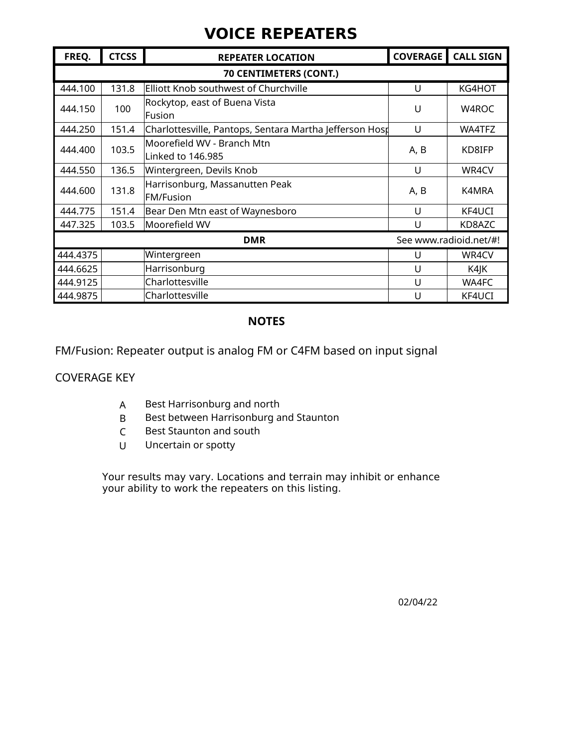# VOICE REPEATERS

| FREQ. | CTCSS | REPEATER LOCATION | COVERAGE | CALL SIGN |
|---|---|---|---|---|
| **70 CENTIMETERS (CONT.)** | | | | |
| 444.100 | 131.8 | Elliott Knob southwest of Churchville | U | KG4HOT |
| 444.150 | 100 | Rockytop, east of Buena Vista<br>Fusion | U | W4ROC |
| 444.250 | 151.4 | Charlottesville, Pantops, Sentara Martha Jefferson Hosp | U | WA4TFZ |
| 444.400 | 103.5 | Moorefield WV - Branch Mtn<br>Linked to 146.985 | A, B | KD8IFP |
| 444.550 | 136.5 | Wintergreen, Devils Knob | U | WR4CV |
| 444.600 | 131.8 | Harrisonburg, Massanutten Peak<br>FM/Fusion | A, B | K4MRA |
| 444.775 | 151.4 | Bear Den Mtn east of Waynesboro | U | KF4UCI |
| 447.325 | 103.5 | Moorefield WV | U | KD8AZC |
| **DMR** | | | See www.radioid.net/#! | |
| 444.4375 | | Wintergreen | U | WR4CV |
| 444.6625 | | Harrisonburg | U | K4JK |
| 444.9125 | | Charlottesville | U | WA4FC |
| 444.9875 | | Charlottesville | U | KF4UCI |

## NOTES

FM/Fusion: Repeater output is analog FM or C4FM based on input signal

COVERAGE KEY

| | |
|---|---|
| A | Best Harrisonburg and north |
| B | Best between Harrisonburg and Staunton |
| C | Best Staunton and south |
| U | Uncertain or spotty |

Your results may vary. Locations and terrain may inhibit or enhance your ability to work the repeaters on this listing.

02/04/22